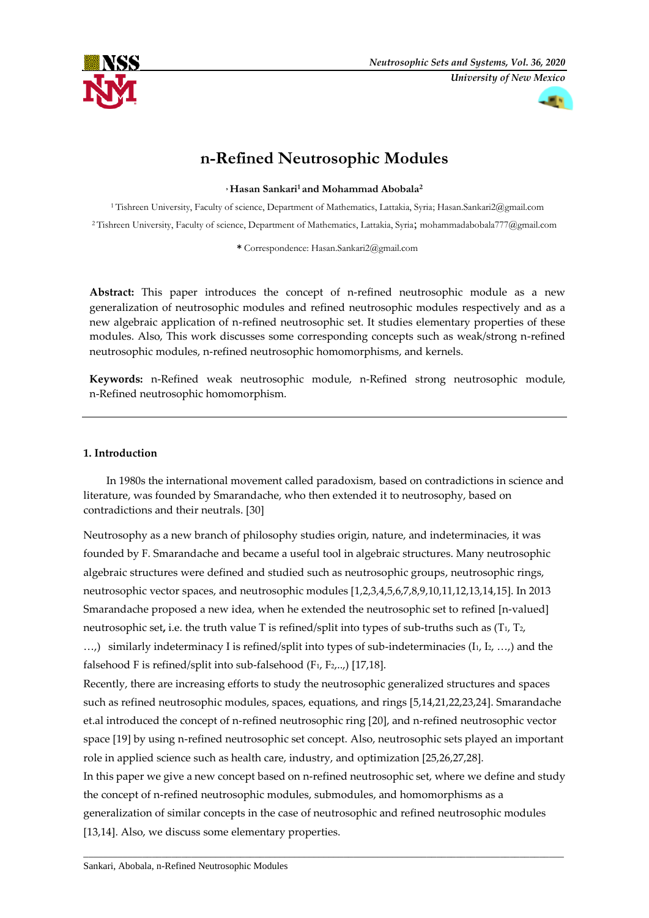# n-Refined Neutrosophic Modules

**Hasan Sankari[1] and Mohammad Abobala[2]**

[1] Tishreen University, Faculty of science, Department of Mathematics, Lattakia, Syria; Hasan.Sankari2@gmail.com

[2] Tishreen University, Faculty of science, Department of Mathematics, Lattakia, Syria; mohammadabobala777@gmail.com

**\*** Correspondence: Hasan.Sankari2@gmail.com

**Abstract:** This paper introduces the concept of n-refined neutrosophic module as a new generalization of neutrosophic modules and refined neutrosophic modules respectively and as a new algebraic application of n-refined neutrosophic set. It studies elementary properties of these modules. Also, This work discusses some corresponding concepts such as weak/strong n-refined neutrosophic modules, n-refined neutrosophic homomorphisms, and kernels.

**Keywords:** n-Refined weak neutrosophic module, n-Refined strong neutrosophic module, n-Refined neutrosophic homomorphism.

## 1. Introduction

In 1980s the international movement called paradoxism, based on contradictions in science and literature, was founded by Smarandache, who then extended it to neutrosophy, based on contradictions and their neutrals. [30]

Neutrosophy as a new branch of philosophy studies origin, nature, and indeterminacies, it was founded by F. Smarandache and became a useful tool in algebraic structures. Many neutrosophic algebraic structures were defined and studied such as neutrosophic groups, neutrosophic rings, neutrosophic vector spaces, and neutrosophic modules [1,2,3,4,5,6,7,8,9,10,11,12,13,14,15]. In 2013 Smarandache proposed a new idea, when he extended the neutrosophic set to refined [n-valued] neutrosophic set**,** i.e. the truth value T is refined/split into types of sub-truths such as ($T_1$, $T_2$, …,) similarly indeterminacy I is refined/split into types of sub-indeterminacies ($I_1$, $I_2$, …,) and the falsehood F is refined/split into sub-falsehood ($F_1$, $F_2$,..,) [17,18].

Recently, there are increasing efforts to study the neutrosophic generalized structures and spaces such as refined neutrosophic modules, spaces, equations, and rings [5,14,21,22,23,24]. Smarandache et.al introduced the concept of n-refined neutrosophic ring [20], and n-refined neutrosophic vector space [19] by using n-refined neutrosophic set concept. Also, neutrosophic sets played an important role in applied science such as health care, industry, and optimization [25,26,27,28].

In this paper we give a new concept based on n-refined neutrosophic set, where we define and study the concept of n-refined neutrosophic modules, submodules, and homomorphisms as a generalization of similar concepts in the case of neutrosophic and refined neutrosophic modules [13,14]. Also, we discuss some elementary properties.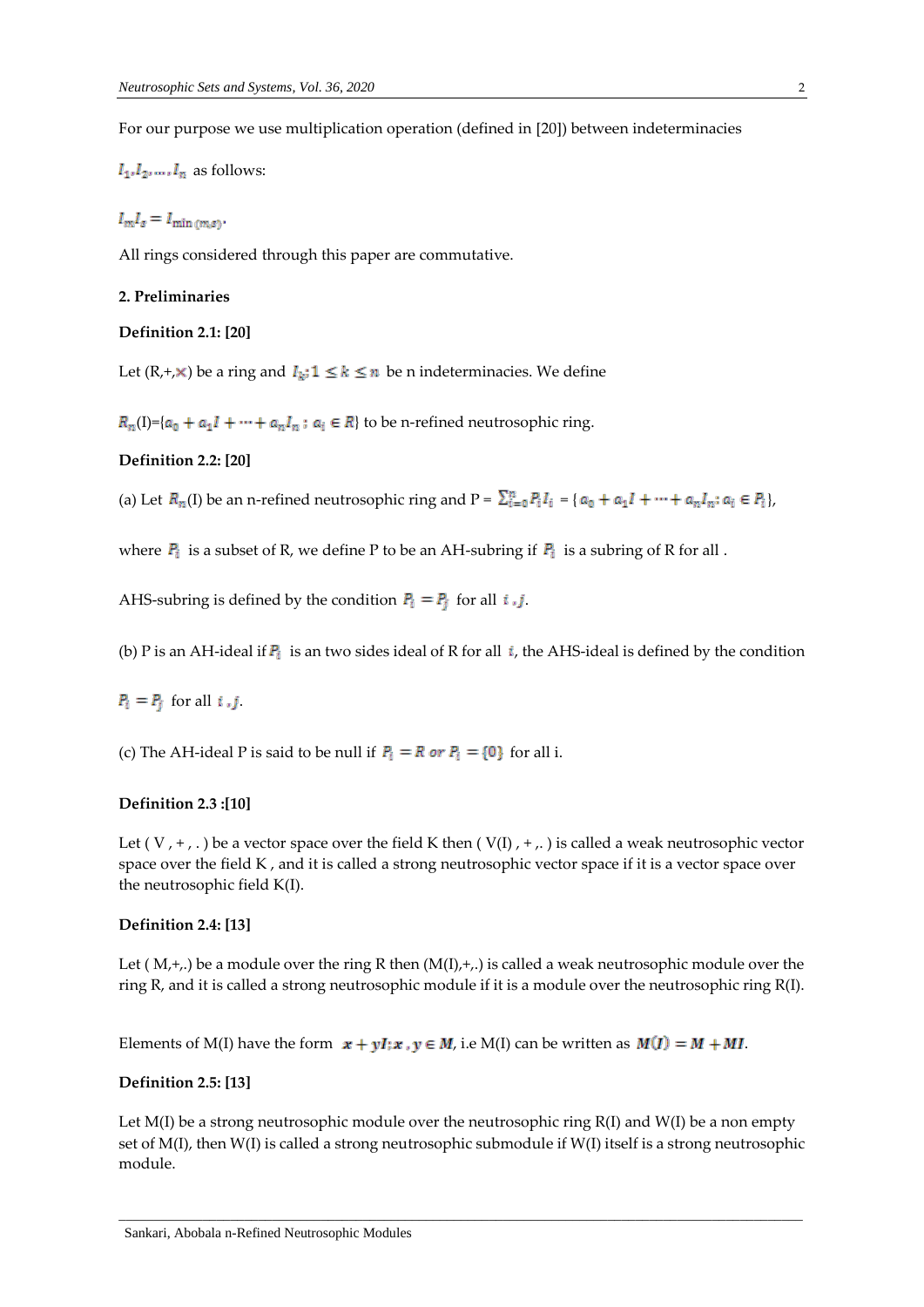For our purpose we use multiplication operation (defined in [20]) between indeterminacies

$I_1, I_2, \dots, I_n$ as follows:

$I_m I_s = I_{\min(m,s)}$.

All rings considered through this paper are commutative.

**2. Preliminaries**

**Definition 2.1: [20]**

Let (R,+,×) be a ring and $I_k; 1 \leq k \leq n$ be n indeterminacies. We define

$R_n$(I)={$a_0 + a_1 I + \cdots + a_n I_n : a_i \in R$} to be n-refined neutrosophic ring.

**Definition 2.2: [20]**

(a) Let $R_n$(I) be an n-refined neutrosophic ring and P = $\sum_{i=0}^{n} P_i I_i$ = { $a_0 + a_1 I + \cdots + a_n I_n ; a_i \in P_i$ },

where $P_i$ is a subset of R, we define P to be an AH-subring if $P_i$ is a subring of R for all .

AHS-subring is defined by the condition $P_i = P_j$ for all $i, j$.

(b) P is an AH-ideal if $P_i$ is an two sides ideal of R for all $i$, the AHS-ideal is defined by the condition

$P_i = P_j$ for all $i, j$.

(c) The AH-ideal P is said to be null if $P_i = R$ or $P_i = \{0\}$ for all i.

**Definition 2.3 :[10]**

Let ( V , + , . ) be a vector space over the field K then ( V(I) , + ,. ) is called a weak neutrosophic vector space over the field K , and it is called a strong neutrosophic vector space if it is a vector space over the neutrosophic field K(I).

**Definition 2.4: [13]**

Let ( M,+,.) be a module over the ring R then (M(I),+,.) is called a weak neutrosophic module over the ring R, and it is called a strong neutrosophic module if it is a module over the neutrosophic ring R(I).

Elements of M(I) have the form $x + yI; x, y \in M$, i.e M(I) can be written as $M(I) = M + MI$.

**Definition 2.5: [13]**

Let M(I) be a strong neutrosophic module over the neutrosophic ring R(I) and W(I) be a non empty set of M(I), then W(I) is called a strong neutrosophic submodule if W(I) itself is a strong neutrosophic module.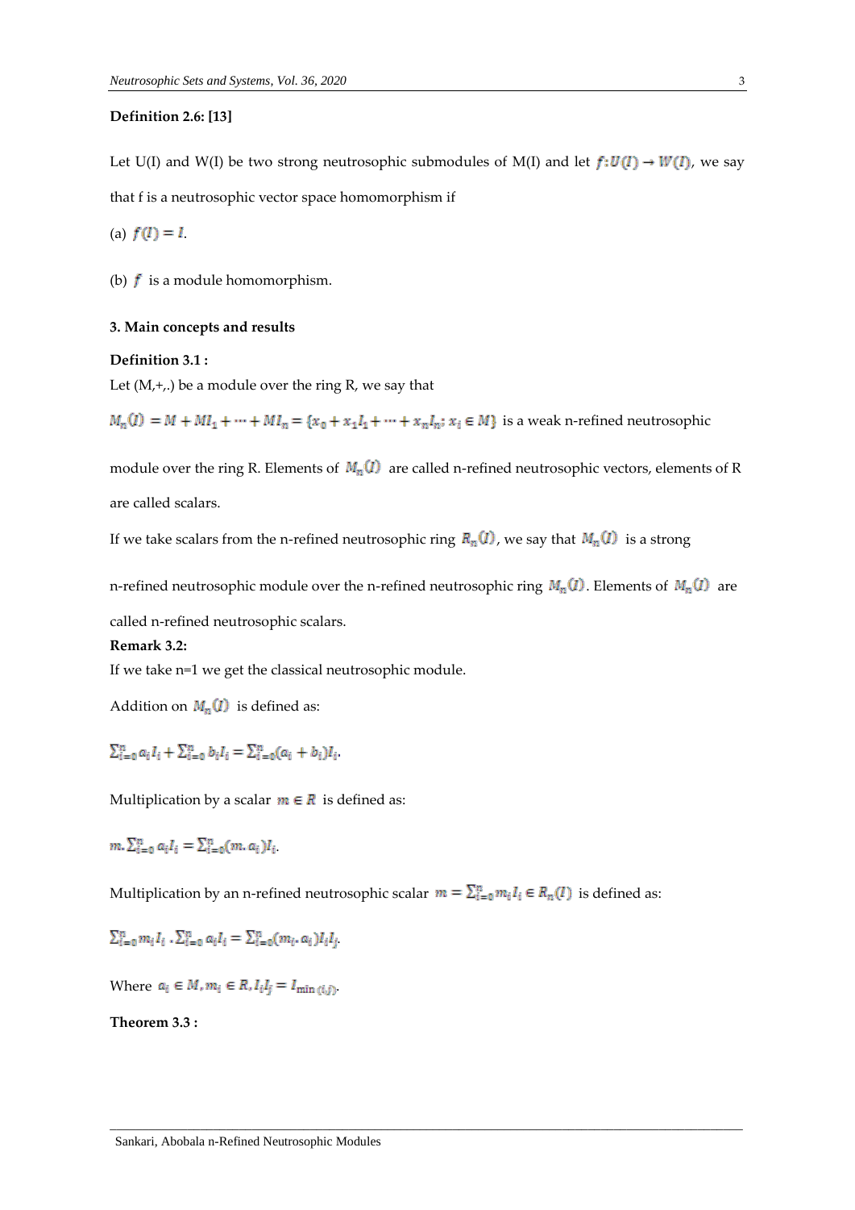**Definition 2.6: [13]**

Let U(I) and W(I) be two strong neutrosophic submodules of M(I) and let $f: U(I) \to W(I)$, we say that f is a neutrosophic vector space homomorphism if

(a) $f(I) = I$.

(b) $f$ is a module homomorphism.

### 3. Main concepts and results

**Definition 3.1 :**

Let (M,+,.) be a module over the ring R, we say that

$M_n(I) = M + MI_1 + \cdots + MI_n = \{x_0 + x_1 I_1 + \cdots + x_n I_n; x_i \in M\}$ is a weak n-refined neutrosophic module over the ring R. Elements of $M_n(I)$ are called n-refined neutrosophic vectors, elements of R are called scalars.

If we take scalars from the n-refined neutrosophic ring $R_n(I)$, we say that $M_n(I)$ is a strong n-refined neutrosophic module over the n-refined neutrosophic ring $M_n(I)$. Elements of $M_n(I)$ are called n-refined neutrosophic scalars.

**Remark 3.2:**

If we take n=1 we get the classical neutrosophic module.

Addition on $M_n(I)$ is defined as:

$\sum_{i=0}^{n} a_i I_i + \sum_{i=0}^{n} b_i I_i = \sum_{i=0}^{n} (a_i + b_i) I_i$.

Multiplication by a scalar $m \in R$ is defined as:

$m.\sum_{i=0}^{n} a_i I_i = \sum_{i=0}^{n} (m.a_i) I_i$.

Multiplication by an n-refined neutrosophic scalar $m = \sum_{i=0}^{n} m_i I_i \in R_n(I)$ is defined as:

$\sum_{i=0}^{n} m_i I_i . \sum_{i=0}^{n} a_i I_i = \sum_{i=0}^{n} (m_i . a_i) I_i I_j$.

Where $a_i \in M, m_i \in R, I_i I_j = I_{\min(i,j)}$.

**Theorem 3.3 :**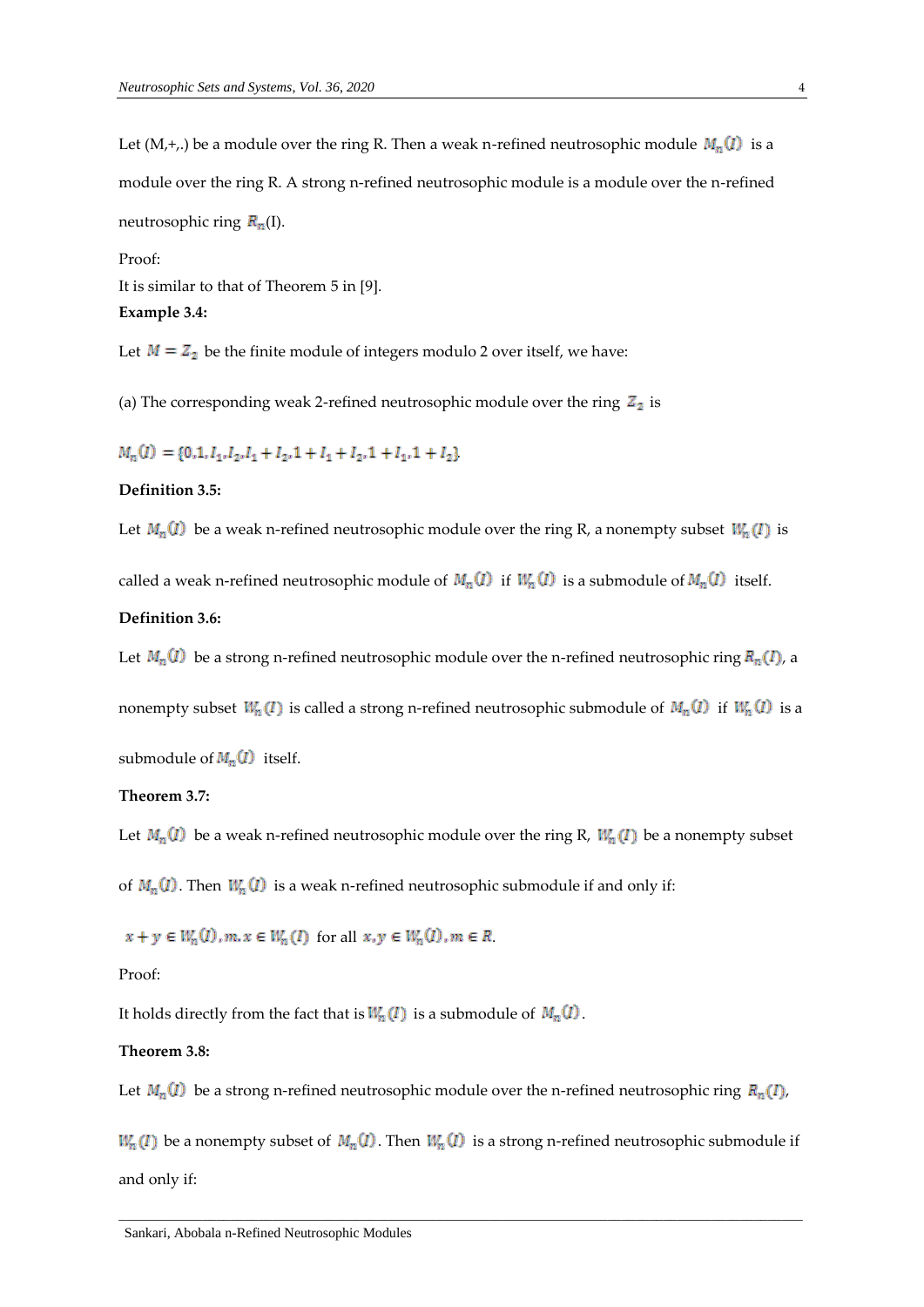Let (M,+,.) be a module over the ring R. Then a weak n-refined neutrosophic module $M_n(I)$ is a module over the ring R. A strong n-refined neutrosophic module is a module over the n-refined neutrosophic ring $R_n$(I).

Proof:

It is similar to that of Theorem 5 in [9].

**Example 3.4:**

Let $M = Z_2$ be the finite module of integers modulo 2 over itself, we have:

(a) The corresponding weak 2-refined neutrosophic module over the ring $Z_2$ is

$M_n(I) = \{0, 1, I_1, I_2, I_1 + I_2, 1 + I_1 + I_2, 1 + I_1, 1 + I_2\}$.

**Definition 3.5:**

Let $M_n(I)$ be a weak n-refined neutrosophic module over the ring R, a nonempty subset $W_n(I)$ is called a weak n-refined neutrosophic module of $M_n(I)$ if $W_n(I)$ is a submodule of $M_n(I)$ itself.

**Definition 3.6:**

Let $M_n(I)$ be a strong n-refined neutrosophic module over the n-refined neutrosophic ring $R_n(I)$, a nonempty subset $W_n(I)$ is called a strong n-refined neutrosophic submodule of $M_n(I)$ if $W_n(I)$ is a submodule of $M_n(I)$ itself.

**Theorem 3.7:**

Let $M_n(I)$ be a weak n-refined neutrosophic module over the ring R, $W_n(I)$ be a nonempty subset of $M_n(I)$. Then $W_n(I)$ is a weak n-refined neutrosophic submodule if and only if:

$x + y \in W_n(I), m.x \in W_n(I)$ for all $x, y \in W_n(I), m \in R$.

Proof:

It holds directly from the fact that is $W_n(I)$ is a submodule of $M_n(I)$.

**Theorem 3.8:**

Let $M_n(I)$ be a strong n-refined neutrosophic module over the n-refined neutrosophic ring $R_n(I)$, $W_n(I)$ be a nonempty subset of $M_n(I)$. Then $W_n(I)$ is a strong n-refined neutrosophic submodule if and only if: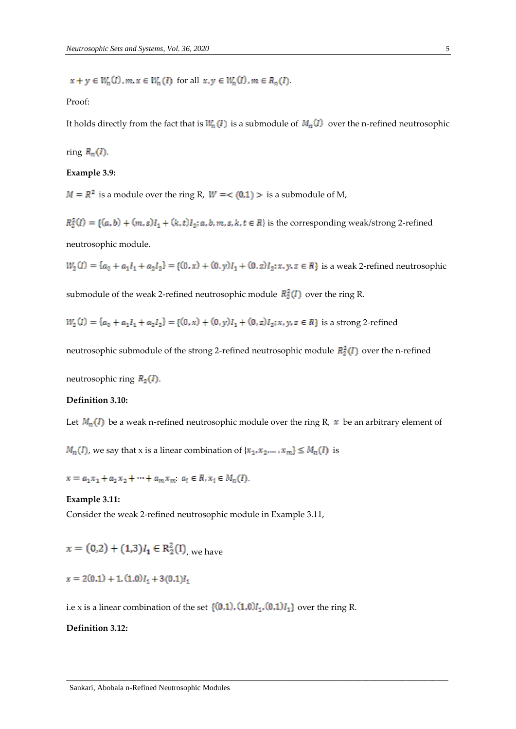$x + y \in W_n(I), m.x \in W_n(I)$ for all $x, y \in W_n(I), m \in R_n(I)$.

Proof:

It holds directly from the fact that is $W_n(I)$ is a submodule of $M_n(I)$ over the n-refined neutrosophic ring $R_n(I)$.

**Example 3.9:**

$M = R^2$ is a module over the ring R, $W =< (0,1) >$ is a submodule of M,

$R_2^2(I) = \{(a,b) + (m,s)I_1 + (k,t)I_2; a,b,m,s,k,t \in R\}$ is the corresponding weak/strong 2-refined neutrosophic module.

$W_2(I) = \{a_0 + a_1I_1 + a_2I_2\} = \{(0,x) + (0,y)I_1 + (0,z)I_2; x,y,z \in R\}$ is a weak 2-refined neutrosophic submodule of the weak 2-refined neutrosophic module $R_2^2(I)$ over the ring R.

$W_2(I) = \{a_0 + a_1I_1 + a_2I_2\} = \{(0,x) + (0,y)I_1 + (0,z)I_2; x,y,z \in R\}$ is a strong 2-refined neutrosophic submodule of the strong 2-refined neutrosophic module $R_2^2(I)$ over the n-refined neutrosophic ring $R_2(I)$.

**Definition 3.10:**

Let $M_n(I)$ be a weak n-refined neutrosophic module over the ring R, $x$ be an arbitrary element of $M_n(I)$, we say that x is a linear combination of $\{x_1, x_2, \dots, x_m\} \leq M_n(I)$ is

$x = a_1x_1 + a_2x_2 + \dots + a_mx_m$; $a_i \in R, x_i \in M_n(I)$.

**Example 3.11:**

Consider the weak 2-refined neutrosophic module in Example 3.11,

$x = (0,2) + (1,3)I_1 \in R_2^2(I)$, we have

$x = 2(0,1) + 1.(1,0)I_1 + 3(0,1)I_1$

i.e x is a linear combination of the set $\{(0,1), (1,0)I_1, (0,1)I_1\}$ over the ring R.

**Definition 3.12:**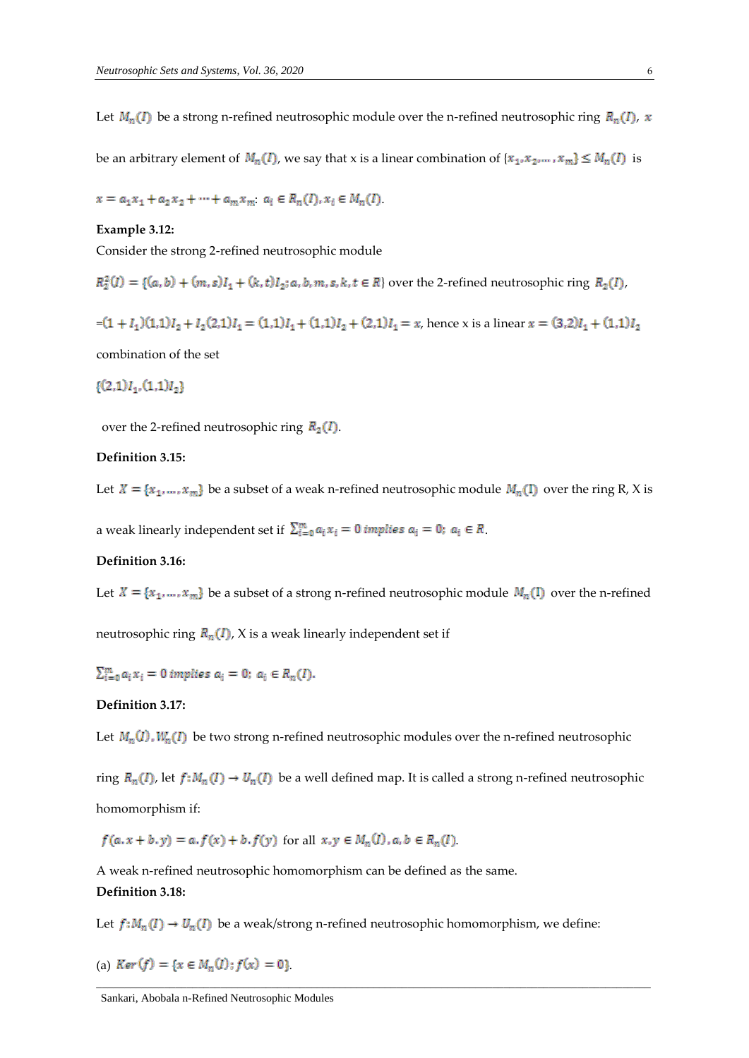Let $M_n(I)$ be a strong n-refined neutrosophic module over the n-refined neutrosophic ring $R_n(I)$, $x$ be an arbitrary element of $M_n(I)$, we say that x is a linear combination of $\{x_1, x_2, \dots, x_m\} \leq M_n(I)$ is

$x = a_1 x_1 + a_2 x_2 + \dots + a_m x_m;\ a_i \in R_n(I), x_i \in M_n(I)$.

**Example 3.12:**

Consider the strong 2-refined neutrosophic module

$R_2^2(I) = \{(a, b) + (m, s)I_1 + (k, t)I_2; a, b, m, s, k, t \in R\}$ over the 2-refined neutrosophic ring $R_2(I)$,

$=(1 + I_1)(1,1)I_2 + I_2(2,1)I_1 = (1,1)I_1 + (1,1)I_2 + (2,1)I_1 = x$, hence x is a linear $x = (3,2)I_1 + (1,1)I_2$ combination of the set

$\{(2,1)I_1, (1,1)I_2\}$

over the 2-refined neutrosophic ring $R_2(I)$.

**Definition 3.15:**

Let $X = \{x_1, \dots, x_m\}$ be a subset of a weak n-refined neutrosophic module $M_n(I)$ over the ring R, X is a weak linearly independent set if $\sum_{i=0}^{m} a_i x_i = 0 \text{ implies } a_i = 0;\ a_i \in R$.

**Definition 3.16:**

Let $X = \{x_1, \dots, x_m\}$ be a subset of a strong n-refined neutrosophic module $M_n(I)$ over the n-refined neutrosophic ring $R_n(I)$, X is a weak linearly independent set if

$\sum_{i=0}^{m} a_i x_i = 0 \text{ implies } a_i = 0;\ a_i \in R_n(I)$.

**Definition 3.17:**

Let $M_n(I), W_n(I)$ be two strong n-refined neutrosophic modules over the n-refined neutrosophic ring $R_n(I)$, let $f: M_n(I) \to U_n(I)$ be a well defined map. It is called a strong n-refined neutrosophic homomorphism if:

$f(a.x + b.y) = a.f(x) + b.f(y)$ for all $x, y \in M_n(I), a, b \in R_n(I)$.

A weak n-refined neutrosophic homomorphism can be defined as the same.

**Definition 3.18:**

Let $f: M_n(I) \to U_n(I)$ be a weak/strong n-refined neutrosophic homomorphism, we define:

(a) $Ker(f) = \{x \in M_n(I); f(x) = 0\}$.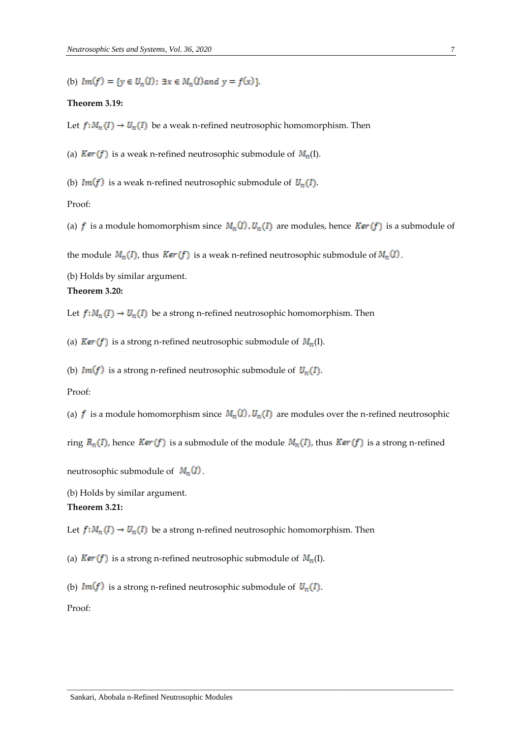(b) $Im(f) = \{y \in U_n(I);\ \exists x \in M_n(I) and\ y = f(x)\}$.

**Theorem 3.19:**

Let $f: M_n(I) \to U_n(I)$ be a weak n-refined neutrosophic homomorphism. Then

(a) $Ker(f)$ is a weak n-refined neutrosophic submodule of $M_n$(I).

(b) $Im(f)$ is a weak n-refined neutrosophic submodule of $U_n(I)$.

Proof:

(a) $f$ is a module homomorphism since $M_n(I), U_n(I)$ are modules, hence $Ker(f)$ is a submodule of the module $M_n(I)$, thus $Ker(f)$ is a weak n-refined neutrosophic submodule of $M_n(I)$.

(b) Holds by similar argument.

**Theorem 3.20:**

Let $f: M_n(I) \to U_n(I)$ be a strong n-refined neutrosophic homomorphism. Then

(a) $Ker(f)$ is a strong n-refined neutrosophic submodule of $M_n$(I).

(b) $Im(f)$ is a strong n-refined neutrosophic submodule of $U_n(I)$.

Proof:

(a) $f$ is a module homomorphism since $M_n(I), U_n(I)$ are modules over the n-refined neutrosophic ring $R_n(I)$, hence $Ker(f)$ is a submodule of the module $M_n(I)$, thus $Ker(f)$ is a strong n-refined neutrosophic submodule of $M_n(I)$.

(b) Holds by similar argument.

**Theorem 3.21:**

Let $f: M_n(I) \to U_n(I)$ be a strong n-refined neutrosophic homomorphism. Then

(a) $Ker(f)$ is a strong n-refined neutrosophic submodule of $M_n$(I).

(b) $Im(f)$ is a strong n-refined neutrosophic submodule of $U_n(I)$.

Proof: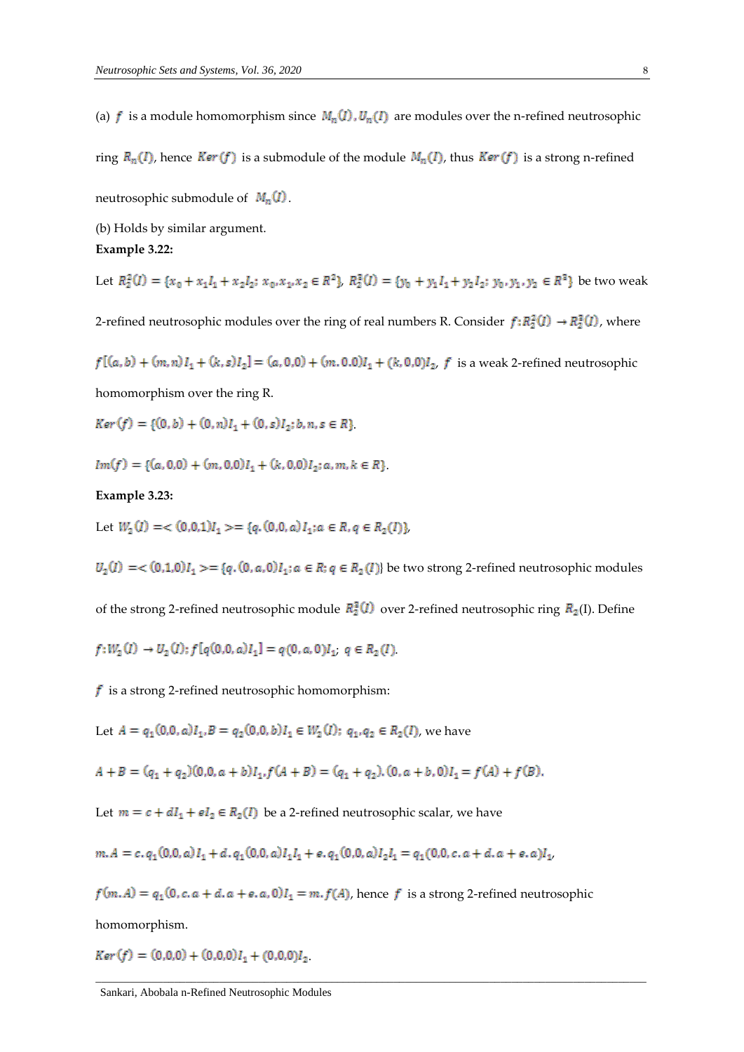(a) $f$ is a module homomorphism since $M_n(I), U_n(I)$ are modules over the n-refined neutrosophic ring $R_n(I)$, hence $Ker(f)$ is a submodule of the module $M_n(I)$, thus $Ker(f)$ is a strong n-refined neutrosophic submodule of $M_n(I)$.

(b) Holds by similar argument.

**Example 3.22:**

Let $R_2^2(I) = \{x_0 + x_1I_1 + x_2I_2; x_0, x_1, x_2 \in R^2\}$, $R_2^3(I) = \{y_0 + y_1I_1 + y_2I_2; y_0, y_1, y_2 \in R^3\}$ be two weak 2-refined neutrosophic modules over the ring of real numbers R. Consider $f: R_2^2(I) \to R_2^3(I)$, where $f[(a,b) + (m,n)I_1 + (k,s)I_2] = (a,0,0) + (m.0.0)I_1 + (k,0,0)I_2$, $f$ is a weak 2-refined neutrosophic homomorphism over the ring R.

$Ker(f) = \{(0,b) + (0,n)I_1 + (0,s)I_2; b,n,s \in R\}$.

$Im(f) = \{(a,0,0) + (m,0,0)I_1 + (k,0,0)I_2; a,m,k \in R\}$.

**Example 3.23:**

Let $W_2(I) = <(0,0,1)I_1> = \{q.(0,0,a)I_1; a \in R, q \in R_2(I)\}$,

$U_2(I) = <(0,1,0)I_1> = \{q.(0,a,0)I_1; a \in R; q \in R_2(I)\}$ be two strong 2-refined neutrosophic modules of the strong 2-refined neutrosophic module $R_2^3(I)$ over 2-refined neutrosophic ring $R_2$(I). Define

$f: W_2(I) \to U_2(I); f[q(0,0,a)I_1] = q(0,a,0)I_1;\ q \in R_2(I)$.

$f$ is a strong 2-refined neutrosophic homomorphism:

Let $A = q_1(0,0,a)I_1, B = q_2(0,0,b)I_1 \in W_2(I);\ q_1, q_2 \in R_2(I)$, we have

$A + B = (q_1 + q_2)(0,0,a+b)I_1, f(A+B) = (q_1+q_2).(0,a+b,0)I_1 = f(A) + f(B)$.

Let $m = c + dI_1 + eI_2 \in R_2(I)$ be a 2-refined neutrosophic scalar, we have

$m.A = c.q_1(0,0,a)I_1 + d.q_1(0,0,a)I_1I_1 + e.q_1(0,0,a)I_2I_1 = q_1(0,0,c.a + d.a + e.a)I_1$,

$f(m.A) = q_1(0,c.a + d.a + e.a,0)I_1 = m.f(A)$, hence $f$ is a strong 2-refined neutrosophic homomorphism.

$Ker(f) = (0,0,0) + (0,0,0)I_1 + (0,0,0)I_2$.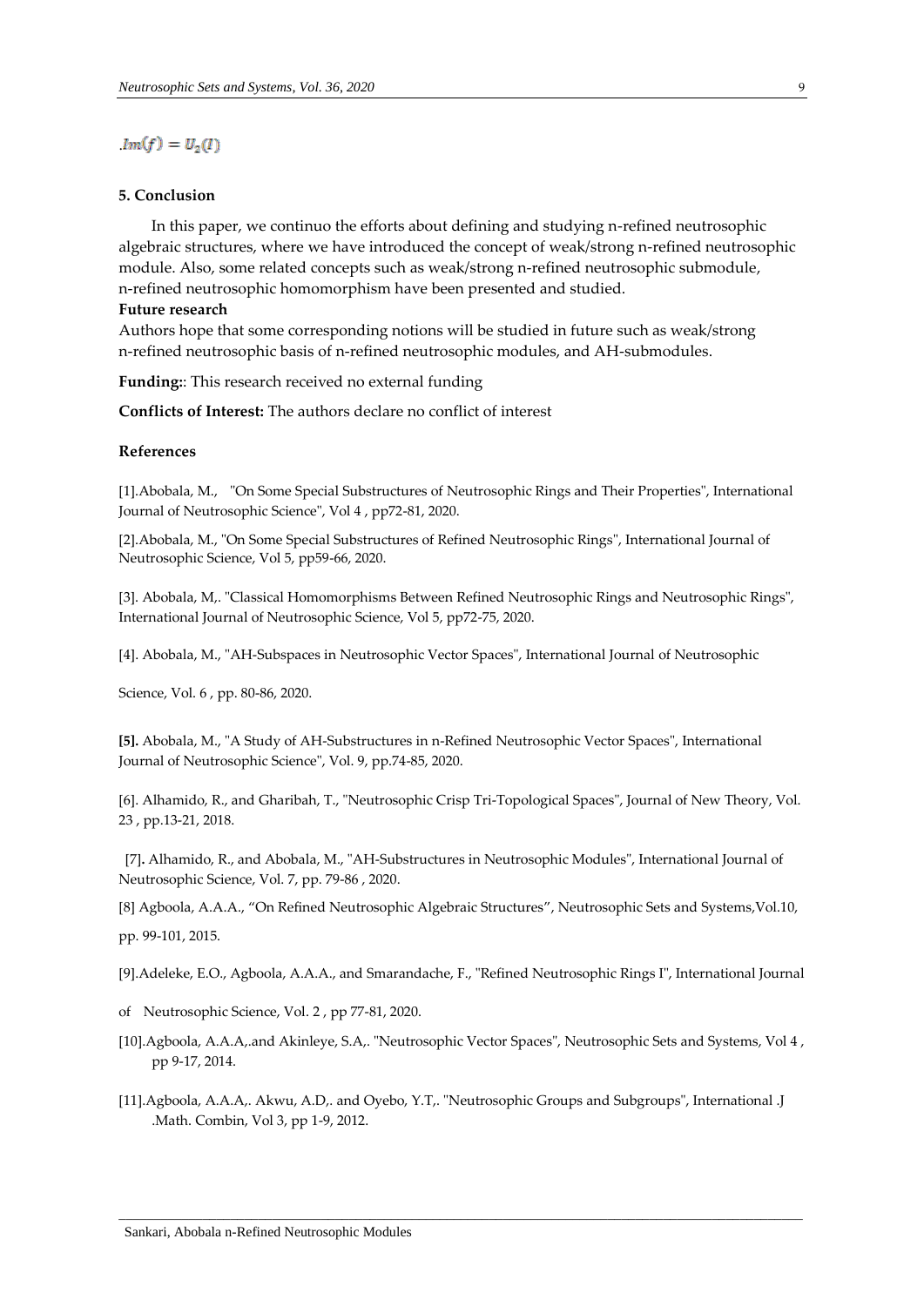$.Im(f) = U_2(I)$

## 5. Conclusion

In this paper, we continuo the efforts about defining and studying n-refined neutrosophic algebraic structures, where we have introduced the concept of weak/strong n-refined neutrosophic module. Also, some related concepts such as weak/strong n-refined neutrosophic submodule, n-refined neutrosophic homomorphism have been presented and studied.

**Future research**

Authors hope that some corresponding notions will be studied in future such as weak/strong n-refined neutrosophic basis of n-refined neutrosophic modules, and AH-submodules.

**Funding:**: This research received no external funding

**Conflicts of Interest:** The authors declare no conflict of interest

## References

[1].Abobala, M., "On Some Special Substructures of Neutrosophic Rings and Their Properties", International Journal of Neutrosophic Science", Vol 4 , pp72-81, 2020.

[2].Abobala, M., "On Some Special Substructures of Refined Neutrosophic Rings", International Journal of Neutrosophic Science, Vol 5, pp59-66, 2020.

[3]. Abobala, M,. "Classical Homomorphisms Between Refined Neutrosophic Rings and Neutrosophic Rings", International Journal of Neutrosophic Science, Vol 5, pp72-75, 2020.

[4]. Abobala, M., "AH-Subspaces in Neutrosophic Vector Spaces", International Journal of Neutrosophic Science, Vol. 6 , pp. 80-86, 2020.

**[5].** Abobala, M., "A Study of AH-Substructures in n-Refined Neutrosophic Vector Spaces", International Journal of Neutrosophic Science", Vol. 9, pp.74-85, 2020.

[6]. Alhamido, R., and Gharibah, T., "Neutrosophic Crisp Tri-Topological Spaces", Journal of New Theory, Vol. 23 , pp.13-21, 2018.

[7]**.** Alhamido, R., and Abobala, M., "AH-Substructures in Neutrosophic Modules", International Journal of Neutrosophic Science, Vol. 7, pp. 79-86 , 2020.

[8] Agboola, A.A.A., "On Refined Neutrosophic Algebraic Structures", Neutrosophic Sets and Systems,Vol.10, pp. 99-101, 2015.

[9].Adeleke, E.O., Agboola, A.A.A., and Smarandache, F., "Refined Neutrosophic Rings I", International Journal of Neutrosophic Science, Vol. 2 , pp 77-81, 2020.

[10].Agboola, A.A.A,.and Akinleye, S.A,. "Neutrosophic Vector Spaces", Neutrosophic Sets and Systems, Vol 4 , pp 9-17, 2014.

[11].Agboola, A.A.A,. Akwu, A.D,. and Oyebo, Y.T,. "Neutrosophic Groups and Subgroups", International .J .Math. Combin, Vol 3, pp 1-9, 2012.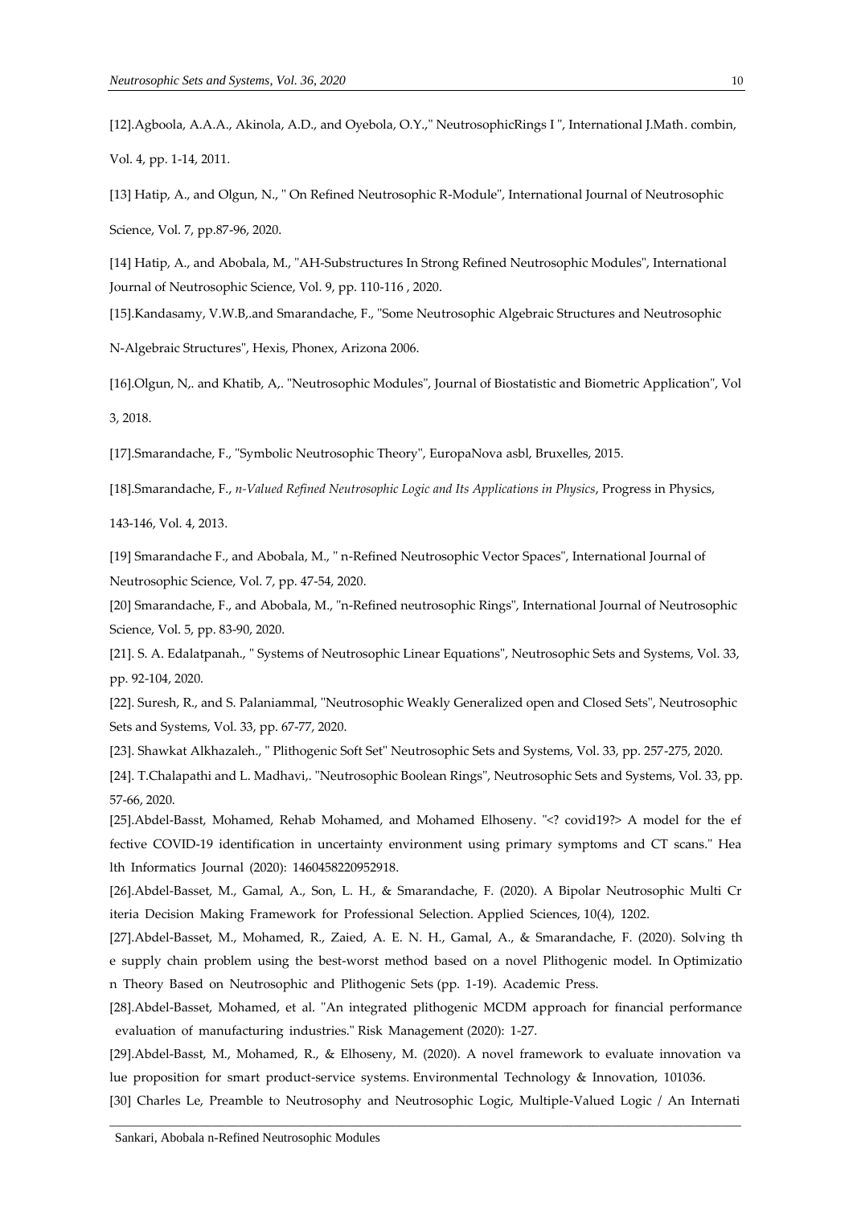[12].Agboola, A.A.A., Akinola, A.D., and Oyebola, O.Y.," NeutrosophicRings I ", International J.Math. combin, Vol. 4, pp. 1-14, 2011.

[13] Hatip, A., and Olgun, N., " On Refined Neutrosophic R-Module", International Journal of Neutrosophic Science, Vol. 7, pp.87-96, 2020.

[14] Hatip, A., and Abobala, M., "AH-Substructures In Strong Refined Neutrosophic Modules", International Journal of Neutrosophic Science, Vol. 9, pp. 110-116 , 2020.

[15].Kandasamy, V.W.B,.and Smarandache, F., "Some Neutrosophic Algebraic Structures and Neutrosophic N-Algebraic Structures", Hexis, Phonex, Arizona 2006.

[16].Olgun, N,. and Khatib, A,. "Neutrosophic Modules", Journal of Biostatistic and Biometric Application", Vol 3, 2018.

[17].Smarandache, F., "Symbolic Neutrosophic Theory", EuropaNova asbl, Bruxelles, 2015.

[18].Smarandache, F., *n-Valued Refined Neutrosophic Logic and Its Applications in Physics*, Progress in Physics, 143-146, Vol. 4, 2013.

[19] Smarandache F., and Abobala, M., " n-Refined Neutrosophic Vector Spaces", International Journal of Neutrosophic Science, Vol. 7, pp. 47-54, 2020.

[20] Smarandache, F., and Abobala, M., "n-Refined neutrosophic Rings", International Journal of Neutrosophic Science, Vol. 5, pp. 83-90, 2020.

[21]. S. A. Edalatpanah., " Systems of Neutrosophic Linear Equations", Neutrosophic Sets and Systems, Vol. 33, pp. 92-104, 2020.

[22]. Suresh, R., and S. Palaniammal, "Neutrosophic Weakly Generalized open and Closed Sets", Neutrosophic Sets and Systems, Vol. 33, pp. 67-77, 2020.

[23]. Shawkat Alkhazaleh., " Plithogenic Soft Set" Neutrosophic Sets and Systems, Vol. 33, pp. 257-275, 2020.

[24]. T.Chalapathi and L. Madhavi,. "Neutrosophic Boolean Rings", Neutrosophic Sets and Systems, Vol. 33, pp. 57-66, 2020.

[25].Abdel-Basst, Mohamed, Rehab Mohamed, and Mohamed Elhoseny. "<? covid19?> A model for the ef fective COVID-19 identification in uncertainty environment using primary symptoms and CT scans." Hea lth Informatics Journal (2020): 1460458220952918.

[26].Abdel-Basset, M., Gamal, A., Son, L. H., & Smarandache, F. (2020). A Bipolar Neutrosophic Multi Cr iteria Decision Making Framework for Professional Selection. Applied Sciences, 10(4), 1202.

[27].Abdel-Basset, M., Mohamed, R., Zaied, A. E. N. H., Gamal, A., & Smarandache, F. (2020). Solving th e supply chain problem using the best-worst method based on a novel Plithogenic model. In Optimizatio n Theory Based on Neutrosophic and Plithogenic Sets (pp. 1-19). Academic Press.

[28].Abdel-Basset, Mohamed, et al. "An integrated plithogenic MCDM approach for financial performance evaluation of manufacturing industries." Risk Management (2020): 1-27.

[29].Abdel-Basst, M., Mohamed, R., & Elhoseny, M. (2020). A novel framework to evaluate innovation va lue proposition for smart product-service systems. Environmental Technology & Innovation, 101036.

[30] Charles Le, Preamble to Neutrosophy and Neutrosophic Logic, Multiple-Valued Logic / An Internati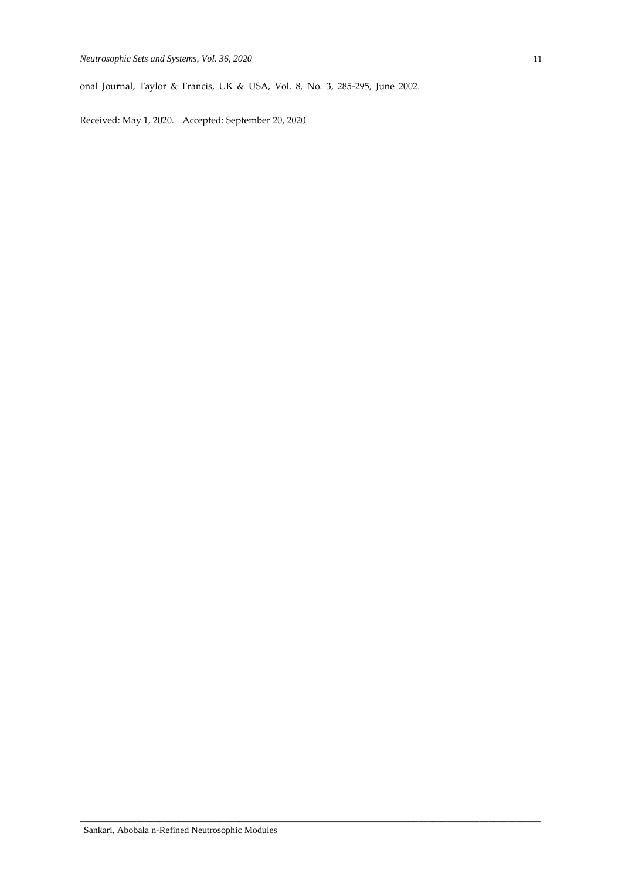onal Journal, Taylor & Francis, UK & USA, Vol. 8, No. 3, 285-295, June 2002.

Received: May 1, 2020. Accepted: September 20, 2020